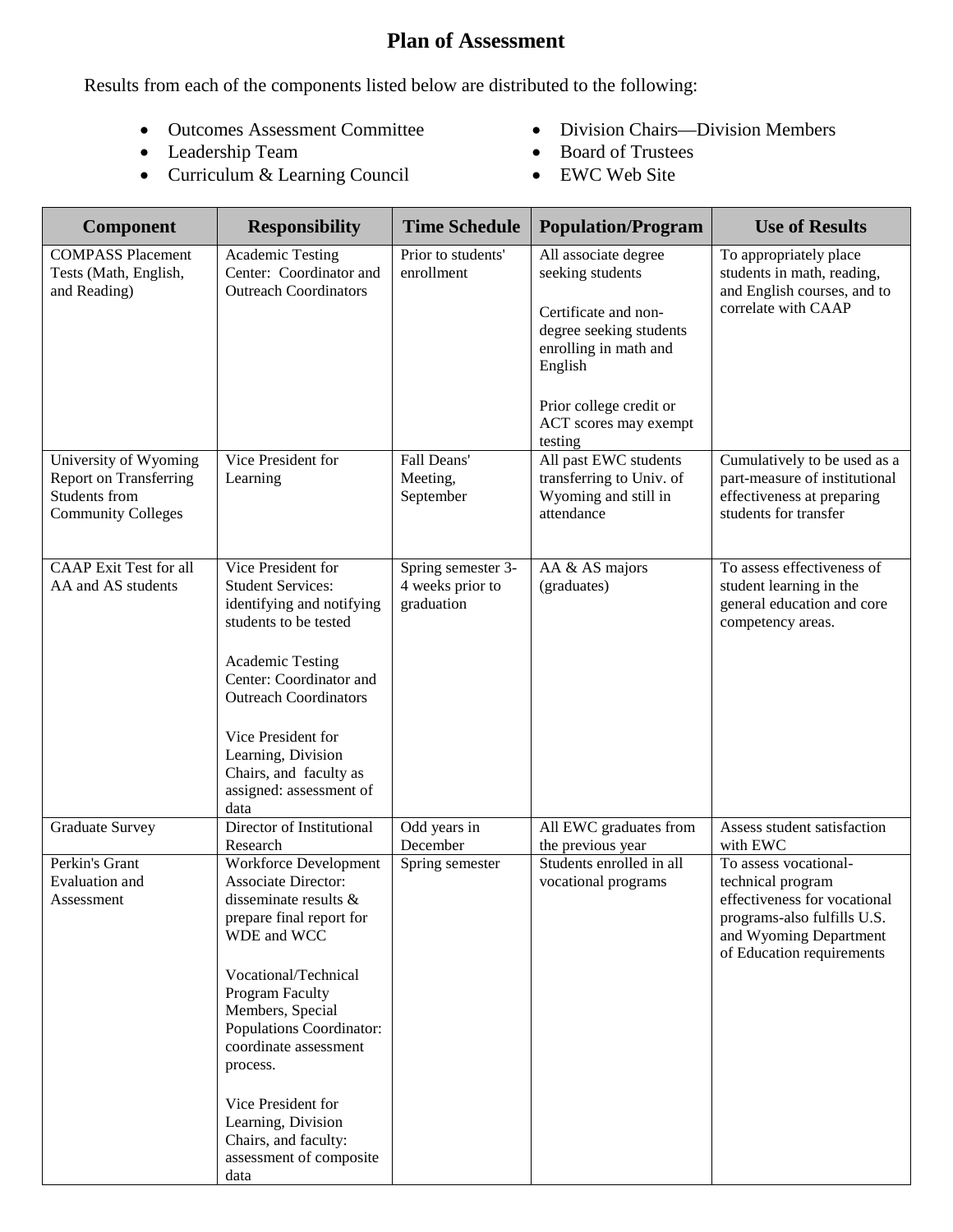# Plan of Assessment

Results from each of the components listed below are distributed to the following:

- Outcomes Assessment Committee
- Leadership Team
- Curriculum & Learning Council
- Division Chairs—Division Members
- Board of Trustees
- EWC Web Site

| Component | Responsibility | Time Schedule | Population/Program | Use of Results |
|---|---|---|---|---|
| COMPASS Placement Tests (Math, English, and Reading) | Academic Testing Center: Coordinator and Outreach Coordinators | Prior to students' enrollment | All associate degree seeking students<br><br>Certificate and non-degree seeking students enrolling in math and English<br><br>Prior college credit or ACT scores may exempt testing | To appropriately place students in math, reading, and English courses, and to correlate with CAAP |
| University of Wyoming Report on Transferring Students from Community Colleges | Vice President for Learning | Fall Deans' Meeting, September | All past EWC students transferring to Univ. of Wyoming and still in attendance | Cumulatively to be used as a part-measure of institutional effectiveness at preparing students for transfer |
| CAAP Exit Test for all AA and AS students | Vice President for Student Services: identifying and notifying students to be tested<br><br>Academic Testing Center: Coordinator and Outreach Coordinators<br><br>Vice President for Learning, Division Chairs, and faculty as assigned: assessment of data | Spring semester 3-4 weeks prior to graduation | AA & AS majors (graduates) | To assess effectiveness of student learning in the general education and core competency areas. |
| Graduate Survey | Director of Institutional Research | Odd years in December | All EWC graduates from the previous year | Assess student satisfaction with EWC |
| Perkin's Grant Evaluation and Assessment | Workforce Development Associate Director: disseminate results & prepare final report for WDE and WCC<br><br>Vocational/Technical Program Faculty Members, Special Populations Coordinator: coordinate assessment process.<br><br>Vice President for Learning, Division Chairs, and faculty: assessment of composite data | Spring semester | Students enrolled in all vocational programs | To assess vocational-technical program effectiveness for vocational programs-also fulfills U.S. and Wyoming Department of Education requirements |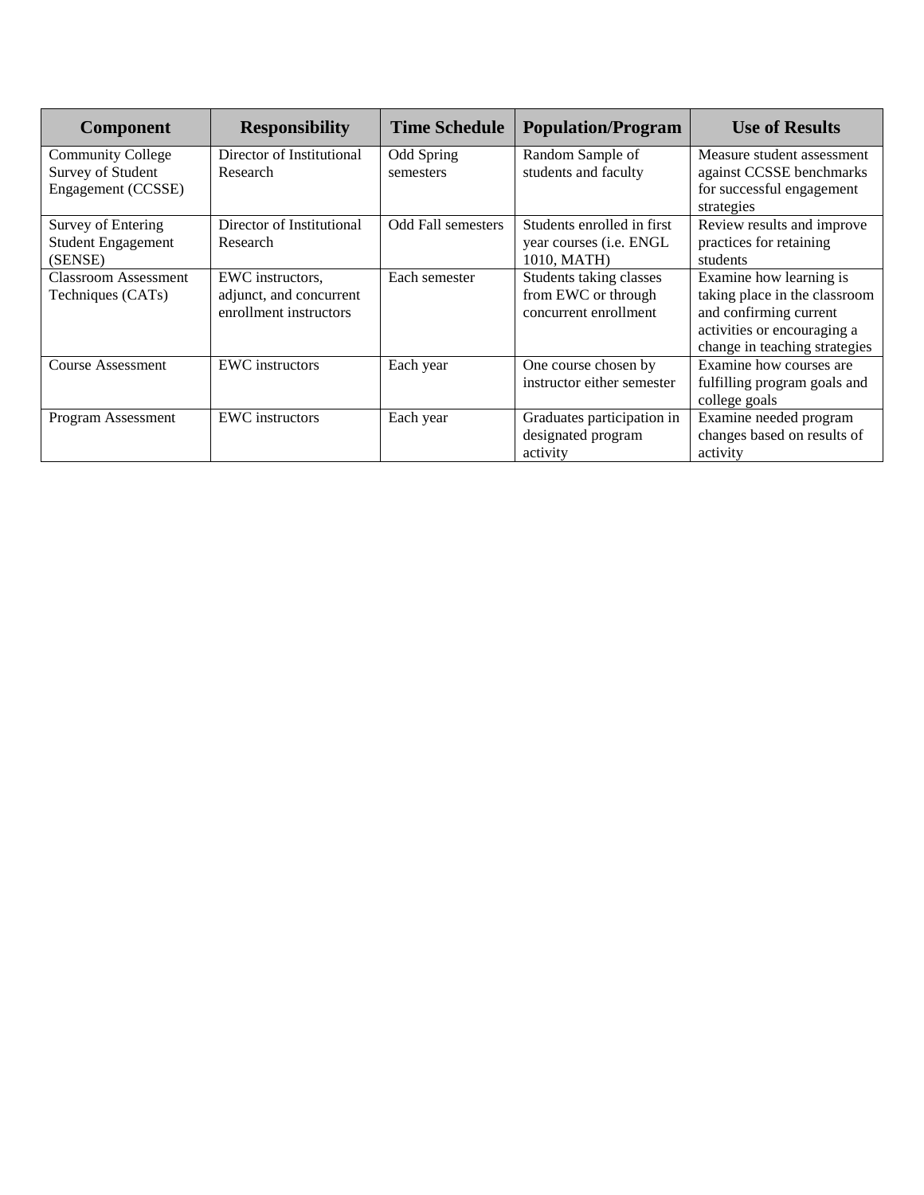| Component | Responsibility | Time Schedule | Population/Program | Use of Results |
|---|---|---|---|---|
| Community College Survey of Student Engagement (CCSSE) | Director of Institutional Research | Odd Spring semesters | Random Sample of students and faculty | Measure student assessment against CCSSE benchmarks for successful engagement strategies |
| Survey of Entering Student Engagement (SENSE) | Director of Institutional Research | Odd Fall semesters | Students enrolled in first year courses (i.e. ENGL 1010, MATH) | Review results and improve practices for retaining students |
| Classroom Assessment Techniques (CATs) | EWC instructors, adjunct, and concurrent enrollment instructors | Each semester | Students taking classes from EWC or through concurrent enrollment | Examine how learning is taking place in the classroom and confirming current activities or encouraging a change in teaching strategies |
| Course Assessment | EWC instructors | Each year | One course chosen by instructor either semester | Examine how courses are fulfilling program goals and college goals |
| Program Assessment | EWC instructors | Each year | Graduates participation in designated program activity | Examine needed program changes based on results of activity |